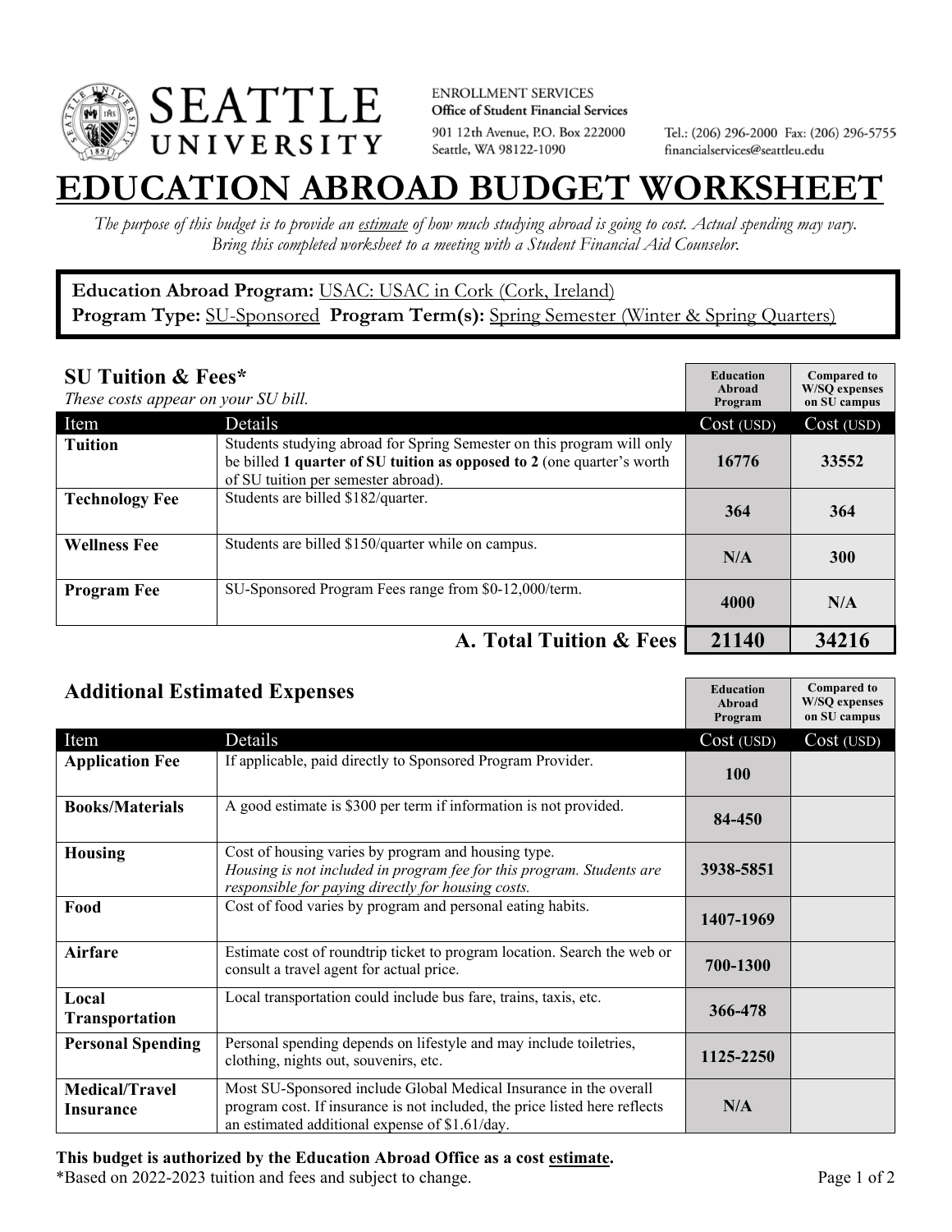SEATTLE UNIVERSITY

ENROLLMENT SERVICES
**Office of Student Financial Services**
901 12th Avenue, P.O. Box 222000
Seattle, WA 98122-1090

Tel.: (206) 296-2000 Fax: (206) 296-5755
financialservices@seattleu.edu

# EDUCATION ABROAD BUDGET WORKSHEET

*The purpose of this budget is to provide an estimate of how much studying abroad is going to cost. Actual spending may vary. Bring this completed worksheet to a meeting with a Student Financial Aid Counselor.*

**Education Abroad Program:** USAC: USAC in Cork (Cork, Ireland)
**Program Type:** SU-Sponsored **Program Term(s):** Spring Semester (Winter & Spring Quarters)

## SU Tuition & Fees*

*These costs appear on your SU bill.*

| Item | Details | Education Abroad Program Cost (USD) | Compared to W/SQ expenses on SU campus Cost (USD) |
|---|---|---|---|
| **Tuition** | Students studying abroad for Spring Semester on this program will only be billed **1 quarter of SU tuition as opposed to 2** (one quarter's worth of SU tuition per semester abroad). | 16776 | 33552 |
| **Technology Fee** | Students are billed $182/quarter. | 364 | 364 |
| **Wellness Fee** | Students are billed $150/quarter while on campus. | N/A | 300 |
| **Program Fee** | SU-Sponsored Program Fees range from $0-12,000/term. | 4000 | N/A |
| | **A. Total Tuition & Fees** | **21140** | **34216** |

## Additional Estimated Expenses

| Item | Details | Education Abroad Program Cost (USD) | Compared to W/SQ expenses on SU campus Cost (USD) |
|---|---|---|---|
| **Application Fee** | If applicable, paid directly to Sponsored Program Provider. | 100 | |
| **Books/Materials** | A good estimate is $300 per term if information is not provided. | 84-450 | |
| **Housing** | Cost of housing varies by program and housing type. *Housing is not included in program fee for this program. Students are responsible for paying directly for housing costs.* | 3938-5851 | |
| **Food** | Cost of food varies by program and personal eating habits. | 1407-1969 | |
| **Airfare** | Estimate cost of roundtrip ticket to program location. Search the web or consult a travel agent for actual price. | 700-1300 | |
| **Local Transportation** | Local transportation could include bus fare, trains, taxis, etc. | 366-478 | |
| **Personal Spending** | Personal spending depends on lifestyle and may include toiletries, clothing, nights out, souvenirs, etc. | 1125-2250 | |
| **Medical/Travel Insurance** | Most SU-Sponsored include Global Medical Insurance in the overall program cost. If insurance is not included, the price listed here reflects an estimated additional expense of $1.61/day. | N/A | |

**This budget is authorized by the Education Abroad Office as a cost estimate.**
*Based on 2022-2023 tuition and fees and subject to change.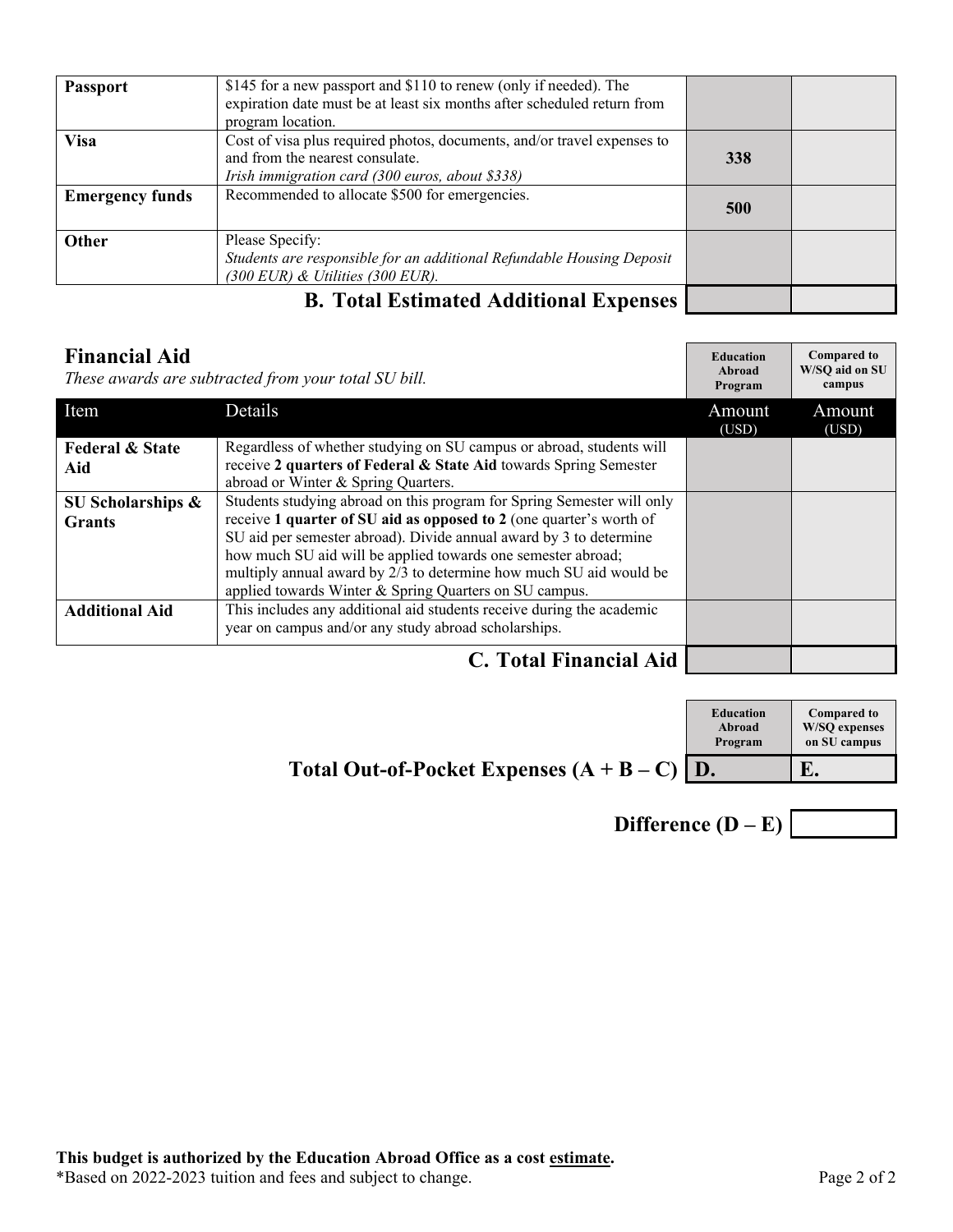| | | | |
|---|---|---|---|
| **Passport** | $145 for a new passport and $110 to renew (only if needed). The expiration date must be at least six months after scheduled return from program location. | | |
| **Visa** | Cost of visa plus required photos, documents, and/or travel expenses to and from the nearest consulate. *Irish immigration card (300 euros, about $338)* | **338** | |
| **Emergency funds** | Recommended to allocate $500 for emergencies. | **500** | |
| **Other** | Please Specify: *Students are responsible for an additional Refundable Housing Deposit (300 EUR) & Utilities (300 EUR).* | | |
| | **B. Total Estimated Additional Expenses** | | |

## Financial Aid

*These awards are subtracted from your total SU bill.*

| | | Education Abroad Program | Compared to W/SQ aid on SU campus |
|---|---|---|---|
| Item | Details | Amount (USD) | Amount (USD) |
| **Federal & State Aid** | Regardless of whether studying on SU campus or abroad, students will receive **2 quarters of Federal & State Aid** towards Spring Semester abroad or Winter & Spring Quarters. | | |
| **SU Scholarships & Grants** | Students studying abroad on this program for Spring Semester will only receive **1 quarter of SU aid as opposed to 2** (one quarter's worth of SU aid per semester abroad). Divide annual award by 3 to determine how much SU aid will be applied towards one semester abroad; multiply annual award by 2/3 to determine how much SU aid would be applied towards Winter & Spring Quarters on SU campus. | | |
| **Additional Aid** | This includes any additional aid students receive during the academic year on campus and/or any study abroad scholarships. | | |
| | **C. Total Financial Aid** | | |

| | Education Abroad Program | Compared to W/SQ expenses on SU campus |
|---|---|---|
| **Total Out-of-Pocket Expenses (A + B – C)** | **D.** | **E.** |

**Difference (D – E)**

**This budget is authorized by the Education Abroad Office as a cost estimate.**

*Based on 2022-2023 tuition and fees and subject to change.